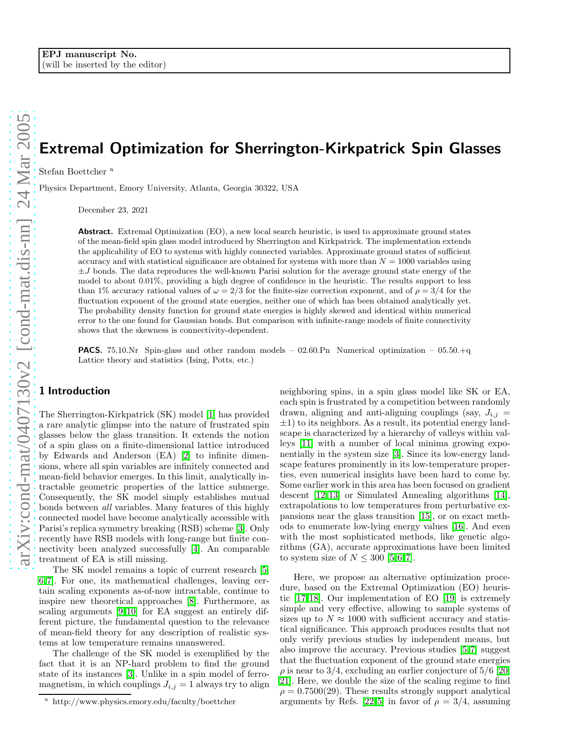EPJ manuscript No.
(will be inserted by the editor)

# Extremal Optimization for Sherrington-Kirkpatrick Spin Glasses

Stefan Boettcher [a]

Physics Department, Emory University, Atlanta, Georgia 30322, USA

December 23, 2021

**Abstract.** Extremal Optimization (EO), a new local search heuristic, is used to approximate ground states of the mean-field spin glass model introduced by Sherrington and Kirkpatrick. The implementation extends the applicability of EO to systems with highly connected variables. Approximate ground states of sufficient accuracy and with statistical significance are obtained for systems with more than $N = 1000$ variables using $\pm J$ bonds. The data reproduces the well-known Parisi solution for the average ground state energy of the model to about 0.01%, providing a high degree of confidence in the heuristic. The results support to less than 1% accuracy rational values of $\omega = 2/3$ for the finite-size correction exponent, and of $\rho = 3/4$ for the fluctuation exponent of the ground state energies, neither one of which has been obtained analytically yet. The probability density function for ground state energies is highly skewed and identical within numerical error to the one found for Gaussian bonds. But comparison with infinite-range models of finite connectivity shows that the skewness is connectivity-dependent.

**PACS.** 75.10.Nr Spin-glass and other random models – 02.60.Pn Numerical optimization – 05.50.+q Lattice theory and statistics (Ising, Potts, etc.)

## 1 Introduction

The Sherrington-Kirkpatrick (SK) model [1] has provided a rare analytic glimpse into the nature of frustrated spin glasses below the glass transition. It extends the notion of a spin glass on a finite-dimensional lattice introduced by Edwards and Anderson (EA) [2] to infinite dimensions, where all spin variables are infinitely connected and mean-field behavior emerges. In this limit, analytically intractable geometric properties of the lattice submerge. Consequently, the SK model simply establishes mutual bonds between *all* variables. Many features of this highly connected model have become analytically accessible with Parisi's replica symmetry breaking (RSB) scheme [3]. Only recently have RSB models with long-range but finite connectivity been analyzed successfully [4]. An comparable treatment of EA is still missing.

The SK model remains a topic of current research [5,6,7]. For one, its mathematical challenges, leaving certain scaling exponents as-of-now intractable, continue to inspire new theoretical approaches [8]. Furthermore, as scaling arguments [9,10] for EA suggest an entirely different picture, the fundamental question to the relevance of mean-field theory for any description of realistic systems at low temperature remains unanswered.

The challenge of the SK model is exemplified by the fact that it is an NP-hard problem to find the ground state of its instances [3]. Unlike in a spin model of ferromagnetism, in which couplings $J_{i,j} = 1$ always try to align neighboring spins, in a spin glass model like SK or EA, each spin is frustrated by a competition between randomly drawn, aligning and anti-aligning couplings (say, $J_{i,j} = \pm 1$) to its neighbors. As a result, its potential energy landscape is characterized by a hierarchy of valleys within valleys [11] with a number of local minima growing exponentially in the system size [3]. Since its low-energy landscape features prominently in its low-temperature properties, even numerical insights have been hard to come by. Some earlier work in this area has been focused on gradient descent [12,13] or Simulated Annealing algorithms [14], extrapolations to low temperatures from perturbative expansions near the glass transition [15], or on exact methods to enumerate low-lying energy values [16]. And even with the most sophisticated methods, like genetic algorithms (GA), accurate approximations have been limited to system size of $N \leq 300$ [5,6,7].

Here, we propose an alternative optimization procedure, based on the Extremal Optimization (EO) heuristic [17,18]. Our implementation of EO [19] is extremely simple and very effective, allowing to sample systems of sizes up to $N \approx 1000$ with sufficient accuracy and statistical significance. This approach produces results that not only verify previous studies by independent means, but also improve the accuracy. Previous studies [5,7] suggest that the fluctuation exponent of the ground state energies $\rho$ is near to 3/4, excluding an earlier conjecture of 5/6 [20,21]. Here, we double the size of the scaling regime to find $\rho = 0.7500(29)$. These results strongly support analytical arguments by Refs. [22,5] in favor of $\rho = 3/4$, assuming

[a] http://www.physics.emory.edu/faculty/boettcher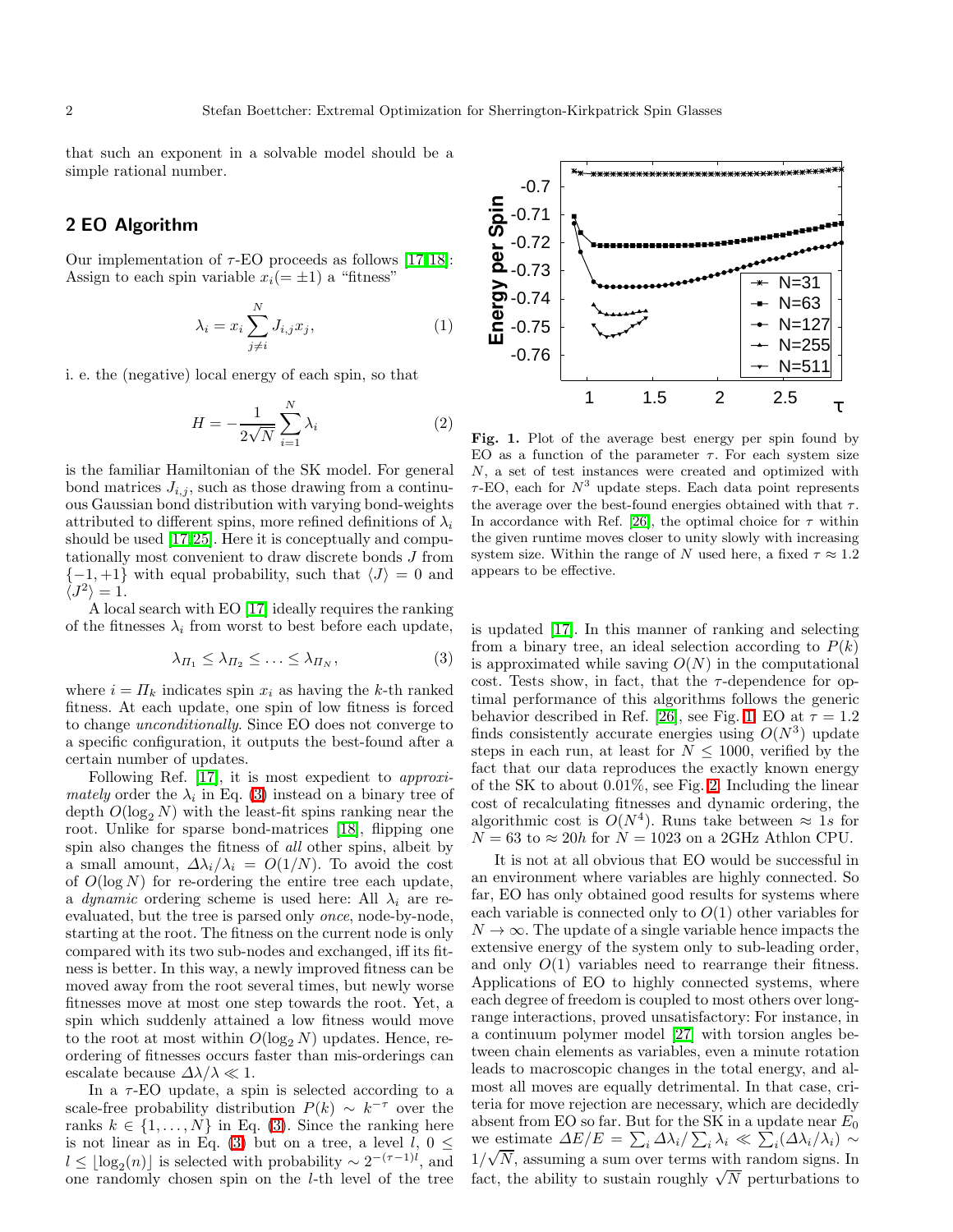that such an exponent in a solvable model should be a simple rational number.

## 2 EO Algorithm

Our implementation of $\tau$-EO proceeds as follows [17,18]: Assign to each spin variable $x_i(=\pm 1)$ a "fitness"

$$\lambda_i = x_i \sum_{j\neq i}^{N} J_{i,j} x_j, \tag{1}$$

i. e. the (negative) local energy of each spin, so that

$$H = -\frac{1}{2\sqrt{N}} \sum_{i=1}^{N} \lambda_i \tag{2}$$

is the familiar Hamiltonian of the SK model. For general bond matrices $J_{i,j}$, such as those drawing from a continuous Gaussian bond distribution with varying bond-weights attributed to different spins, more refined definitions of $\lambda_i$ should be used [17,25]. Here it is conceptually and computationally most convenient to draw discrete bonds $J$ from $\{-1,+1\}$ with equal probability, such that $\langle J\rangle = 0$ and $\langle J^2\rangle = 1$.

A local search with EO [17] ideally requires the ranking of the fitnesses $\lambda_i$ from worst to best before each update,

$$\lambda_{\Pi_1} \leq \lambda_{\Pi_2} \leq \ldots \leq \lambda_{\Pi_N}, \tag{3}$$

where $i = \Pi_k$ indicates spin $x_i$ as having the $k$-th ranked fitness. At each update, one spin of low fitness is forced to change *unconditionally*. Since EO does not converge to a specific configuration, it outputs the best-found after a certain number of updates.

Following Ref. [17], it is most expedient to *approximately* order the $\lambda_i$ in Eq. (3) instead on a binary tree of depth $O(\log_2 N)$ with the least-fit spins ranking near the root. Unlike for sparse bond-matrices [18], flipping one spin also changes the fitness of *all* other spins, albeit by a small amount, $\Delta\lambda_i/\lambda_i = O(1/N)$. To avoid the cost of $O(\log N)$ for re-ordering the entire tree each update, a *dynamic* ordering scheme is used here: All $\lambda_i$ are re-evaluated, but the tree is parsed only *once*, node-by-node, starting at the root. The fitness on the current node is only compared with its two sub-nodes and exchanged, iff its fitness is better. In this way, a newly improved fitness can be moved away from the root several times, but newly worse fitnesses move at most one step towards the root. Yet, a spin which suddenly attained a low fitness would move to the root at most within $O(\log_2 N)$ updates. Hence, re-ordering of fitnesses occurs faster than mis-orderings can escalate because $\Delta\lambda/\lambda \ll 1$.

In a $\tau$-EO update, a spin is selected according to a scale-free probability distribution $P(k) \sim k^{-\tau}$ over the ranks $k \in \{1,\ldots,N\}$ in Eq. (3). Since the ranking here is not linear as in Eq. (3) but on a tree, a level $l$, $0 \leq l \leq \lfloor \log_2(n) \rfloor$ is selected with probability $\sim 2^{-(\tau-1)l}$, and one randomly chosen spin on the $l$-th level of the tree is updated [17]. In this manner of ranking and selecting from a binary tree, an ideal selection according to $P(k)$ is approximated while saving $O(N)$ in the computational cost. Tests show, in fact, that the $\tau$-dependence for optimal performance of this algorithms follows the generic behavior described in Ref. [26], see Fig. 1. EO at $\tau = 1.2$ finds consistently accurate energies using $O(N^3)$ update steps in each run, at least for $N \leq 1000$, verified by the fact that our data reproduces the exactly known energy of the SK to about 0.01%, see Fig. 2. Including the linear cost of recalculating fitnesses and dynamic ordering, the algorithmic cost is $O(N^4)$. Runs take between $\approx 1s$ for $N = 63$ to $\approx 20h$ for $N = 1023$ on a 2GHz Athlon CPU.

**Fig. 1.** Plot of the average best energy per spin found by EO as a function of the parameter $\tau$. For each system size $N$, a set of test instances were created and optimized with $\tau$-EO, each for $N^3$ update steps. Each data point represents the average over the best-found energies obtained with that $\tau$. In accordance with Ref. [26], the optimal choice for $\tau$ within the given runtime moves closer to unity slowly with increasing system size. Within the range of $N$ used here, a fixed $\tau \approx 1.2$ appears to be effective.

It is not at all obvious that EO would be successful in an environment where variables are highly connected. So far, EO has only obtained good results for systems where each variable is connected only to $O(1)$ other variables for $N \to \infty$. The update of a single variable hence impacts the extensive energy of the system only to sub-leading order, and only $O(1)$ variables need to rearrange their fitness. Applications of EO to highly connected systems, where each degree of freedom is coupled to most others over long-range interactions, proved unsatisfactory: For instance, in a continuum polymer model [27] with torsion angles between chain elements as variables, even a minute rotation leads to macroscopic changes in the total energy, and almost all moves are equally detrimental. In that case, criteria for move rejection are necessary, which are decidedly absent from EO so far. But for the SK in a update near $E_0$ we estimate $\Delta E/E = \sum_i \Delta\lambda_i / \sum_i \lambda_i \ll \sum_i (\Delta\lambda_i/\lambda_i) \sim 1/\sqrt{N}$, assuming a sum over terms with random signs. In fact, the ability to sustain roughly $\sqrt{N}$ perturbations to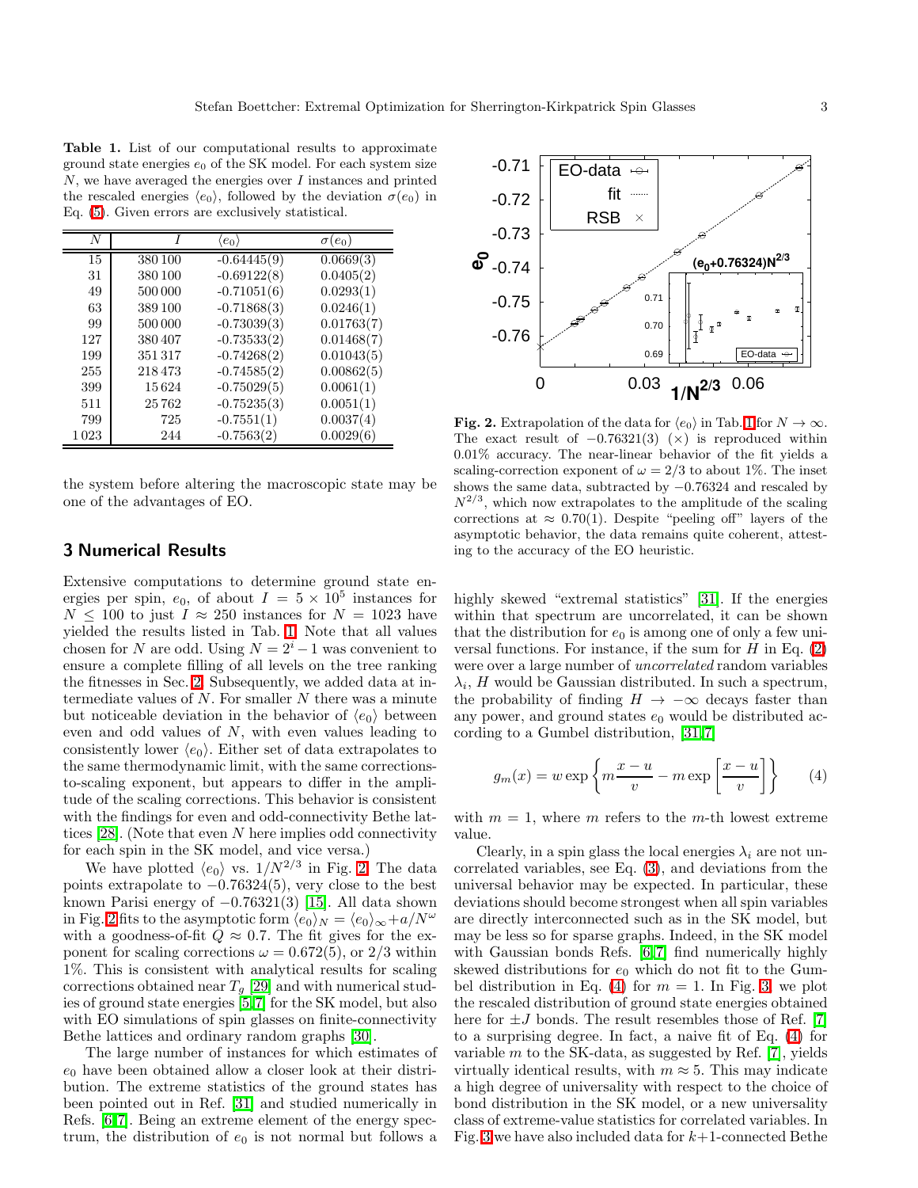**Table 1.** List of our computational results to approximate ground state energies $e_0$ of the SK model. For each system size $N$, we have averaged the energies over $I$ instances and printed the rescaled energies $\langle e_0\rangle$, followed by the deviation $\sigma(e_0)$ in Eq. (5). Given errors are exclusively statistical.

| $N$ | $I$ | $\langle e_0\rangle$ | $\sigma(e_0)$ |
|---|---|---|---|
| 15 | 380 100 | -0.64445(9) | 0.0669(3) |
| 31 | 380 100 | -0.69122(8) | 0.0405(2) |
| 49 | 500 000 | -0.71051(6) | 0.0293(1) |
| 63 | 389 100 | -0.71868(3) | 0.0246(1) |
| 99 | 500 000 | -0.73039(3) | 0.01763(7) |
| 127 | 380 407 | -0.73533(2) | 0.01468(7) |
| 199 | 351 317 | -0.74268(2) | 0.01043(5) |
| 255 | 218 473 | -0.74585(2) | 0.00862(5) |
| 399 | 15 624 | -0.75029(5) | 0.0061(1) |
| 511 | 25 762 | -0.75235(3) | 0.0051(1) |
| 799 | 725 | -0.7551(1) | 0.0037(4) |
| 1 023 | 244 | -0.7563(2) | 0.0029(6) |

the system before altering the macroscopic state may be one of the advantages of EO.

## 3 Numerical Results

Extensive computations to determine ground state energies per spin, $e_0$, of about $I = 5\times10^5$ instances for $N \leq 100$ to just $I \approx 250$ instances for $N = 1023$ have yielded the results listed in Tab. 1. Note that all values chosen for $N$ are odd. Using $N = 2^i - 1$ was convenient to ensure a complete filling of all levels on the tree ranking the fitnesses in Sec. 2. Subsequently, we added data at intermediate values of $N$. For smaller $N$ there was a minute but noticeable deviation in the behavior of $\langle e_0\rangle$ between even and odd values of $N$, with even values leading to consistently lower $\langle e_0\rangle$. Either set of data extrapolates to the same thermodynamic limit, with the same corrections-to-scaling exponent, but appears to differ in the amplitude of the scaling corrections. This behavior is consistent with the findings for even and odd-connectivity Bethe lattices [28]. (Note that even $N$ here implies odd connectivity for each spin in the SK model, and vice versa.)

We have plotted $\langle e_0\rangle$ vs. $1/N^{2/3}$ in Fig. 2. The data points extrapolate to $-0.76324(5)$, very close to the best known Parisi energy of $-0.76321(3)$ [15]. All data shown in Fig. 2 fits to the asymptotic form $\langle e_0\rangle_N = \langle e_0\rangle_\infty + a/N^\omega$ with a goodness-of-fit $Q \approx 0.7$. The fit gives for the exponent for scaling corrections $\omega = 0.672(5)$, or $2/3$ within 1%. This is consistent with analytical results for scaling corrections obtained near $T_g$ [29] and with numerical studies of ground state energies [5,7] for the SK model, but also with EO simulations of spin glasses on finite-connectivity Bethe lattices and ordinary random graphs [30].

The large number of instances for which estimates of $e_0$ have been obtained allow a closer look at their distribution. The extreme statistics of the ground states has been pointed out in Ref. [31] and studied numerically in Refs. [6,7]. Being an extreme element of the energy spectrum, the distribution of $e_0$ is not normal but follows a

**Fig. 2.** Extrapolation of the data for $\langle e_0\rangle$ in Tab. 1 for $N\to\infty$. The exact result of $-0.76321(3)$ ($\times$) is reproduced within 0.01% accuracy. The near-linear behavior of the fit yields a scaling-correction exponent of $\omega = 2/3$ to about 1%. The inset shows the same data, subtracted by $-0.76324$ and rescaled by $N^{2/3}$, which now extrapolates to the amplitude of the scaling corrections at $\approx 0.70(1)$. Despite "peeling off" layers of the asymptotic behavior, the data remains quite coherent, attesting to the accuracy of the EO heuristic.

highly skewed "extremal statistics" [31]. If the energies within that spectrum are uncorrelated, it can be shown that the distribution for $e_0$ is among one of only a few universal functions. For instance, if the sum for $H$ in Eq. (2) were over a large number of *uncorrelated* random variables $\lambda_i$, $H$ would be Gaussian distributed. In such a spectrum, the probability of finding $H\to-\infty$ decays faster than any power, and ground states $e_0$ would be distributed according to a Gumbel distribution, [31,7]

$$g_m(x) = w\exp\left\{m\frac{x-u}{v} - m\exp\left[\frac{x-u}{v}\right]\right\} \qquad (4)$$

with $m = 1$, where $m$ refers to the $m$-th lowest extreme value.

Clearly, in a spin glass the local energies $\lambda_i$ are not uncorrelated variables, see Eq. (3), and deviations from the universal behavior may be expected. In particular, these deviations should become strongest when all spin variables are directly interconnected such as in the SK model, but may be less so for sparse graphs. Indeed, in the SK model with Gaussian bonds Refs. [6,7] find numerically highly skewed distributions for $e_0$ which do not fit to the Gumbel distribution in Eq. (4) for $m = 1$. In Fig. 3, we plot the rescaled distribution of ground state energies obtained here for $\pm J$ bonds. The result resembles those of Ref. [7] to a surprising degree. In fact, a naive fit of Eq. (4) for variable $m$ to the SK-data, as suggested by Ref. [7], yields virtually identical results, with $m\approx 5$. This may indicate a high degree of universality with respect to the choice of bond distribution in the SK model, or a new universality class of extreme-value statistics for correlated variables. In Fig. 3 we have also included data for $k+1$-connected Bethe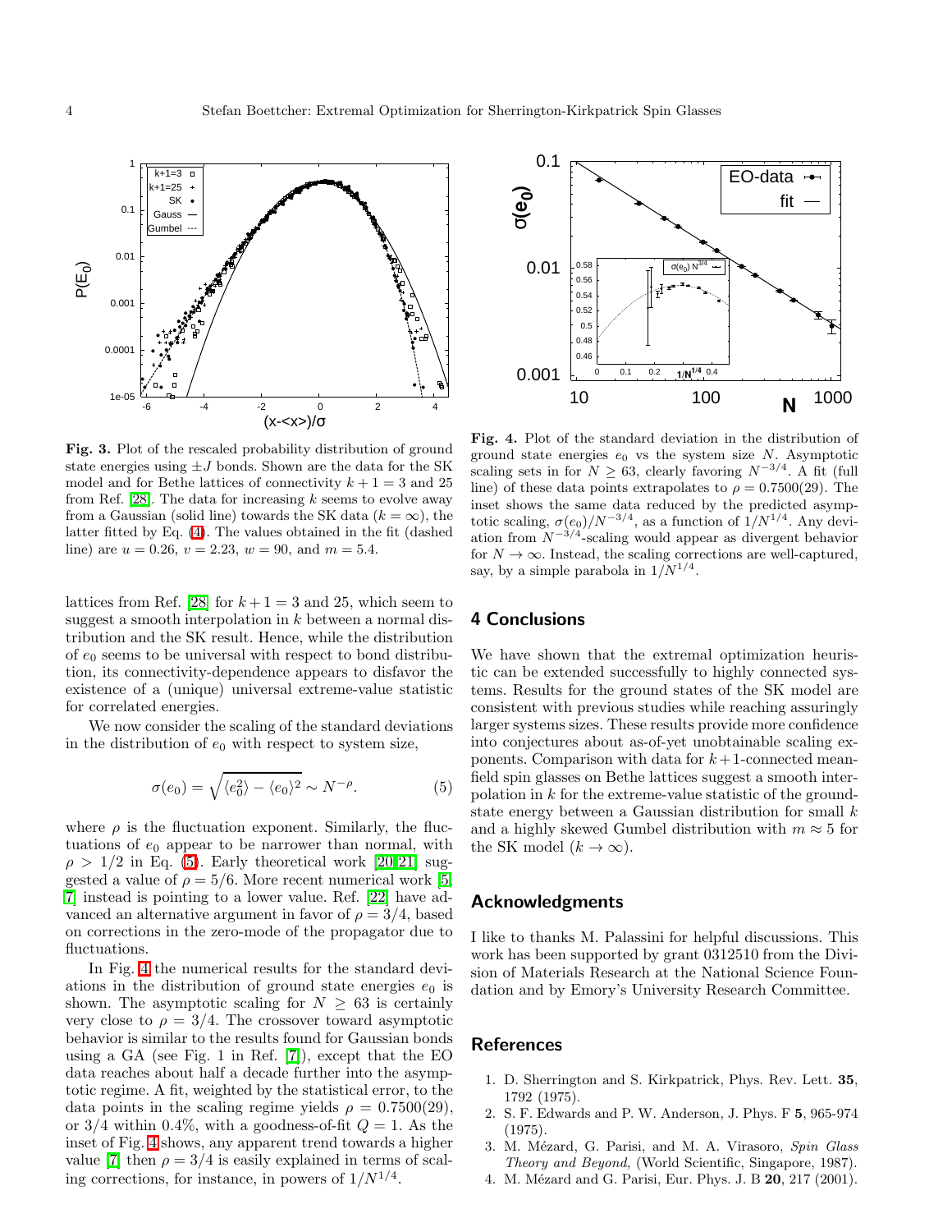**Fig. 3.** Plot of the rescaled probability distribution of ground state energies using $\pm J$ bonds. Shown are the data for the SK model and for Bethe lattices of connectivity $k+1=3$ and 25 from Ref. [28]. The data for increasing $k$ seems to evolve away from a Gaussian (solid line) towards the SK data ($k=\infty$), the latter fitted by Eq. (4). The values obtained in the fit (dashed line) are $u=0.26$, $v=2.23$, $w=90$, and $m=5.4$.

**Fig. 4.** Plot of the standard deviation in the distribution of ground state energies $e_0$ vs the system size $N$. Asymptotic scaling sets in for $N\geq 63$, clearly favoring $N^{-3/4}$. A fit (full line) of these data points extrapolates to $\rho=0.7500(29)$. The inset shows the same data reduced by the predicted asymptotic scaling, $\sigma(e_0)/N^{-3/4}$, as a function of $1/N^{1/4}$. Any deviation from $N^{-3/4}$-scaling would appear as divergent behavior for $N\to\infty$. Instead, the scaling corrections are well-captured, say, by a simple parabola in $1/N^{1/4}$.

lattices from Ref. [28] for $k+1=3$ and 25, which seem to suggest a smooth interpolation in $k$ between a normal distribution and the SK result. Hence, while the distribution of $e_0$ seems to be universal with respect to bond distribution, its connectivity-dependence appears to disfavor the existence of a (unique) universal extreme-value statistic for correlated energies.

We now consider the scaling of the standard deviations in the distribution of $e_0$ with respect to system size,

$$\sigma(e_0)=\sqrt{\langle e_0^2\rangle-\langle e_0\rangle^2}\sim N^{-\rho}. \tag{5}$$

where $\rho$ is the fluctuation exponent. Similarly, the fluctuations of $e_0$ appear to be narrower than normal, with $\rho>1/2$ in Eq. (5). Early theoretical work [20,21] suggested a value of $\rho=5/6$. More recent numerical work [5, 7] instead is pointing to a lower value. Ref. [22] have advanced an alternative argument in favor of $\rho=3/4$, based on corrections in the zero-mode of the propagator due to fluctuations.

In Fig. 4 the numerical results for the standard deviations in the distribution of ground state energies $e_0$ is shown. The asymptotic scaling for $N\geq 63$ is certainly very close to $\rho=3/4$. The crossover toward asymptotic behavior is similar to the results found for Gaussian bonds using a GA (see Fig. 1 in Ref. [7]), except that the EO data reaches about half a decade further into the asymptotic regime. A fit, weighted by the statistical error, to the data points in the scaling regime yields $\rho=0.7500(29)$, or $3/4$ within 0.4%, with a goodness-of-fit $Q=1$. As the inset of Fig. 4 shows, any apparent trend towards a higher value [7] then $\rho=3/4$ is easily explained in terms of scaling corrections, for instance, in powers of $1/N^{1/4}$.

## 4 Conclusions

We have shown that the extremal optimization heuristic can be extended successfully to highly connected systems. Results for the ground states of the SK model are consistent with previous studies while reaching assuringly larger systems sizes. These results provide more confidence into conjectures about as-of-yet unobtainable scaling exponents. Comparison with data for $k+1$-connected mean-field spin glasses on Bethe lattices suggest a smooth interpolation in $k$ for the extreme-value statistic of the ground-state energy between a Gaussian distribution for small $k$ and a highly skewed Gumbel distribution with $m\approx 5$ for the SK model ($k\to\infty$).

## Acknowledgments

I like to thanks M. Palassini for helpful discussions. This work has been supported by grant 0312510 from the Division of Materials Research at the National Science Foundation and by Emory's University Research Committee.

## References

1. D. Sherrington and S. Kirkpatrick, Phys. Rev. Lett. **35**, 1792 (1975).
2. S. F. Edwards and P. W. Anderson, J. Phys. F **5**, 965-974 (1975).
3. M. Mézard, G. Parisi, and M. A. Virasoro, *Spin Glass Theory and Beyond,* (World Scientific, Singapore, 1987).
4. M. Mézard and G. Parisi, Eur. Phys. J. B **20**, 217 (2001).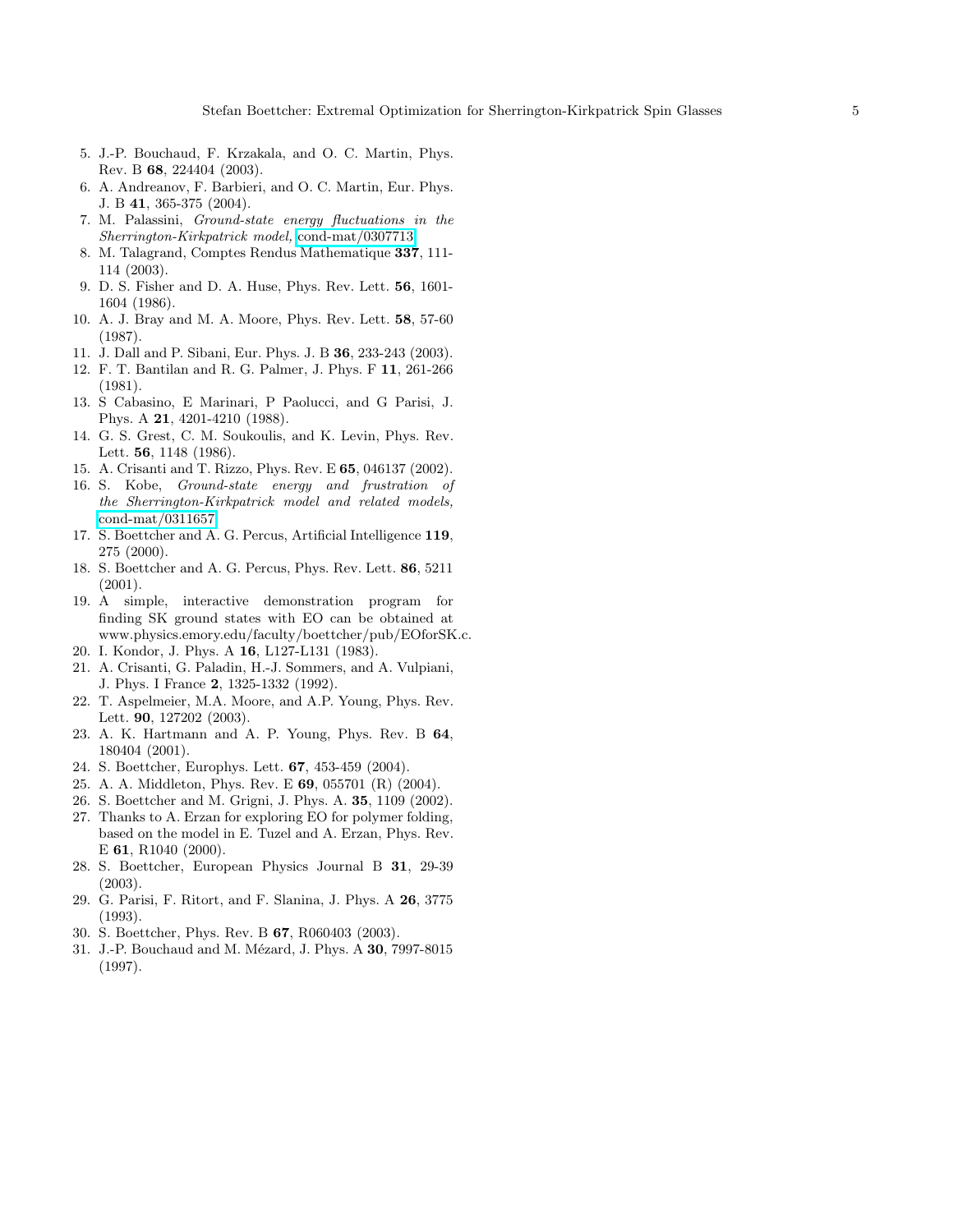5. J.-P. Bouchaud, F. Krzakala, and O. C. Martin, Phys. Rev. B **68**, 224404 (2003).
6. A. Andreanov, F. Barbieri, and O. C. Martin, Eur. Phys. J. B **41**, 365-375 (2004).
7. M. Palassini, *Ground-state energy fluctuations in the Sherrington-Kirkpatrick model,* cond-mat/0307713.
8. M. Talagrand, Comptes Rendus Mathematique **337**, 111-114 (2003).
9. D. S. Fisher and D. A. Huse, Phys. Rev. Lett. **56**, 1601-1604 (1986).
10. A. J. Bray and M. A. Moore, Phys. Rev. Lett. **58**, 57-60 (1987).
11. J. Dall and P. Sibani, Eur. Phys. J. B **36**, 233-243 (2003).
12. F. T. Bantilan and R. G. Palmer, J. Phys. F **11**, 261-266 (1981).
13. S Cabasino, E Marinari, P Paolucci, and G Parisi, J. Phys. A **21**, 4201-4210 (1988).
14. G. S. Grest, C. M. Soukoulis, and K. Levin, Phys. Rev. Lett. **56**, 1148 (1986).
15. A. Crisanti and T. Rizzo, Phys. Rev. E **65**, 046137 (2002).
16. S. Kobe, *Ground-state energy and frustration of the Sherrington-Kirkpatrick model and related models,* cond-mat/0311657.
17. S. Boettcher and A. G. Percus, Artificial Intelligence **119**, 275 (2000).
18. S. Boettcher and A. G. Percus, Phys. Rev. Lett. **86**, 5211 (2001).
19. A simple, interactive demonstration program for finding SK ground states with EO can be obtained at www.physics.emory.edu/faculty/boettcher/pub/EOforSK.c.
20. I. Kondor, J. Phys. A **16**, L127-L131 (1983).
21. A. Crisanti, G. Paladin, H.-J. Sommers, and A. Vulpiani, J. Phys. I France **2**, 1325-1332 (1992).
22. T. Aspelmeier, M.A. Moore, and A.P. Young, Phys. Rev. Lett. **90**, 127202 (2003).
23. A. K. Hartmann and A. P. Young, Phys. Rev. B **64**, 180404 (2001).
24. S. Boettcher, Europhys. Lett. **67**, 453-459 (2004).
25. A. A. Middleton, Phys. Rev. E **69**, 055701 (R) (2004).
26. S. Boettcher and M. Grigni, J. Phys. A. **35**, 1109 (2002).
27. Thanks to A. Erzan for exploring EO for polymer folding, based on the model in E. Tuzel and A. Erzan, Phys. Rev. E **61**, R1040 (2000).
28. S. Boettcher, European Physics Journal B **31**, 29-39 (2003).
29. G. Parisi, F. Ritort, and F. Slanina, J. Phys. A **26**, 3775 (1993).
30. S. Boettcher, Phys. Rev. B **67**, R060403 (2003).
31. J.-P. Bouchaud and M. Mézard, J. Phys. A **30**, 7997-8015 (1997).